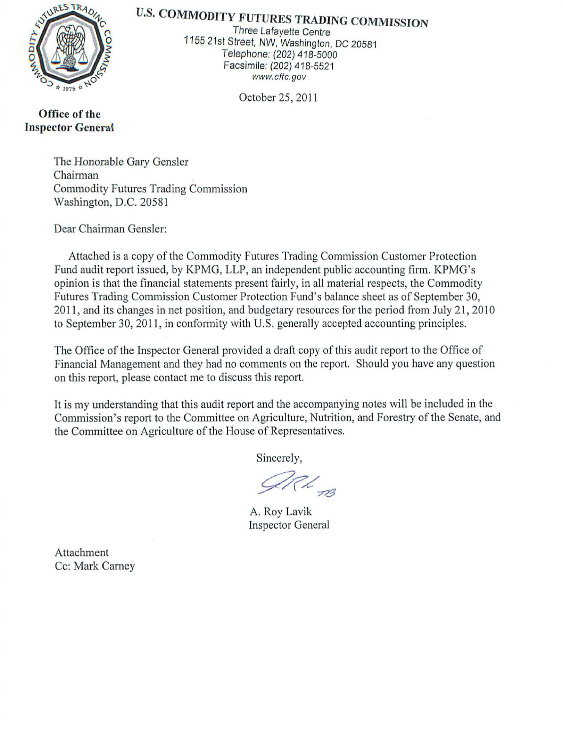**U.S. COMMODITY FUTURES TRADING COMMISSION**

Three Lafayette Centre
1155 21st Street, NW, Washington, DC 20581
Telephone: (202) 418-5000
Facsimile: (202) 418-5521
*www.cftc.gov*

**Office of the Inspector General**

October 25, 2011

The Honorable Gary Gensler
Chairman
Commodity Futures Trading Commission
Washington, D.C. 20581

Dear Chairman Gensler:

Attached is a copy of the Commodity Futures Trading Commission Customer Protection Fund audit report issued, by KPMG, LLP, an independent public accounting firm. KPMG's opinion is that the financial statements present fairly, in all material respects, the Commodity Futures Trading Commission Customer Protection Fund's balance sheet as of September 30, 2011, and its changes in net position, and budgetary resources for the period from July 21, 2010 to September 30, 2011, in conformity with U.S. generally accepted accounting principles.

The Office of the Inspector General provided a draft copy of this audit report to the Office of Financial Management and they had no comments on the report. Should you have any question on this report, please contact me to discuss this report.

It is my understanding that this audit report and the accompanying notes will be included in the Commission's report to the Committee on Agriculture, Nutrition, and Forestry of the Senate, and the Committee on Agriculture of the House of Representatives.

Sincerely,

A. Roy Lavik
Inspector General

Attachment
Cc: Mark Carney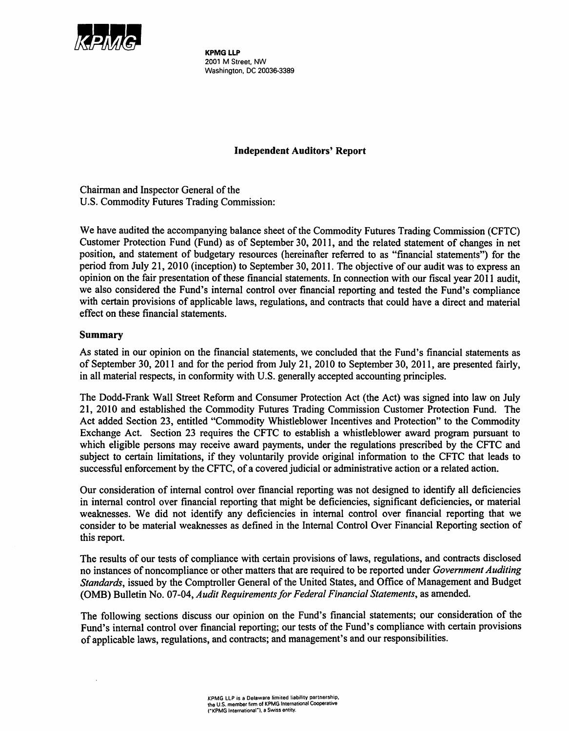KPMG LLP
2001 M Street, NW
Washington, DC 20036-3389

## Independent Auditors' Report

Chairman and Inspector General of the
U.S. Commodity Futures Trading Commission:

We have audited the accompanying balance sheet of the Commodity Futures Trading Commission (CFTC) Customer Protection Fund (Fund) as of September 30, 2011, and the related statement of changes in net position, and statement of budgetary resources (hereinafter referred to as "financial statements") for the period from July 21, 2010 (inception) to September 30, 2011. The objective of our audit was to express an opinion on the fair presentation of these financial statements. In connection with our fiscal year 2011 audit, we also considered the Fund's internal control over financial reporting and tested the Fund's compliance with certain provisions of applicable laws, regulations, and contracts that could have a direct and material effect on these financial statements.

### Summary

As stated in our opinion on the financial statements, we concluded that the Fund's financial statements as of September 30, 2011 and for the period from July 21, 2010 to September 30, 2011, are presented fairly, in all material respects, in conformity with U.S. generally accepted accounting principles.

The Dodd-Frank Wall Street Reform and Consumer Protection Act (the Act) was signed into law on July 21, 2010 and established the Commodity Futures Trading Commission Customer Protection Fund. The Act added Section 23, entitled "Commodity Whistleblower Incentives and Protection" to the Commodity Exchange Act. Section 23 requires the CFTC to establish a whistleblower award program pursuant to which eligible persons may receive award payments, under the regulations prescribed by the CFTC and subject to certain limitations, if they voluntarily provide original information to the CFTC that leads to successful enforcement by the CFTC, of a covered judicial or administrative action or a related action.

Our consideration of internal control over financial reporting was not designed to identify all deficiencies in internal control over financial reporting that might be deficiencies, significant deficiencies, or material weaknesses. We did not identify any deficiencies in internal control over financial reporting that we consider to be material weaknesses as defined in the Internal Control Over Financial Reporting section of this report.

The results of our tests of compliance with certain provisions of laws, regulations, and contracts disclosed no instances of noncompliance or other matters that are required to be reported under *Government Auditing Standards*, issued by the Comptroller General of the United States, and Office of Management and Budget (OMB) Bulletin No. 07-04, *Audit Requirements for Federal Financial Statements*, as amended.

The following sections discuss our opinion on the Fund's financial statements; our consideration of the Fund's internal control over financial reporting; our tests of the Fund's compliance with certain provisions of applicable laws, regulations, and contracts; and management's and our responsibilities.

KPMG LLP is a Delaware limited liability partnership, the U.S. member firm of KPMG International Cooperative ("KPMG International"), a Swiss entity.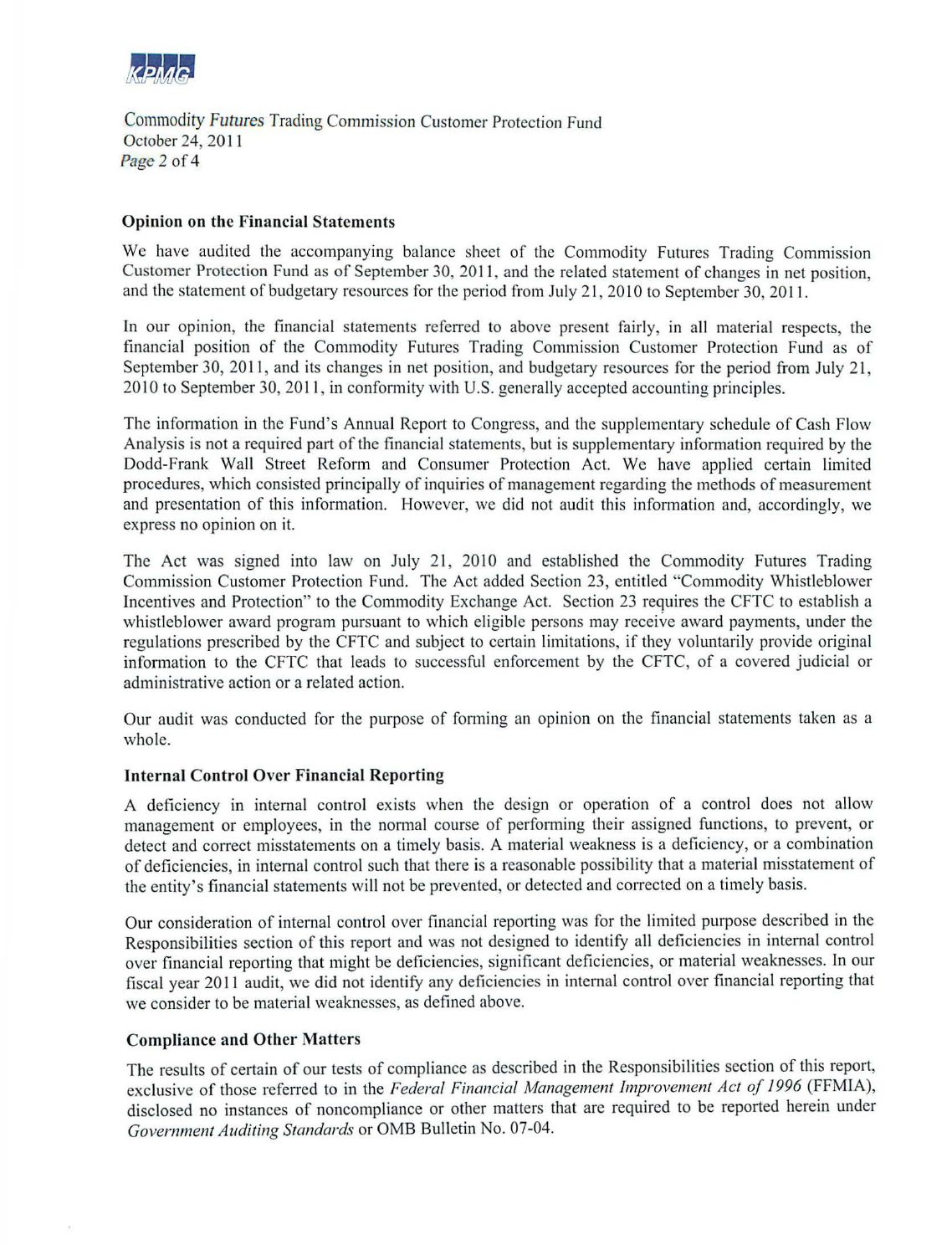### Opinion on the Financial Statements

We have audited the accompanying balance sheet of the Commodity Futures Trading Commission Customer Protection Fund as of September 30, 2011, and the related statement of changes in net position, and the statement of budgetary resources for the period from July 21, 2010 to September 30, 2011.

In our opinion, the financial statements referred to above present fairly, in all material respects, the financial position of the Commodity Futures Trading Commission Customer Protection Fund as of September 30, 2011, and its changes in net position, and budgetary resources for the period from July 21, 2010 to September 30, 2011, in conformity with U.S. generally accepted accounting principles.

The information in the Fund's Annual Report to Congress, and the supplementary schedule of Cash Flow Analysis is not a required part of the financial statements, but is supplementary information required by the Dodd-Frank Wall Street Reform and Consumer Protection Act. We have applied certain limited procedures, which consisted principally of inquiries of management regarding the methods of measurement and presentation of this information. However, we did not audit this information and, accordingly, we express no opinion on it.

The Act was signed into law on July 21, 2010 and established the Commodity Futures Trading Commission Customer Protection Fund. The Act added Section 23, entitled "Commodity Whistleblower Incentives and Protection" to the Commodity Exchange Act. Section 23 requires the CFTC to establish a whistleblower award program pursuant to which eligible persons may receive award payments, under the regulations prescribed by the CFTC and subject to certain limitations, if they voluntarily provide original information to the CFTC that leads to successful enforcement by the CFTC, of a covered judicial or administrative action or a related action.

Our audit was conducted for the purpose of forming an opinion on the financial statements taken as a whole.

### Internal Control Over Financial Reporting

A deficiency in internal control exists when the design or operation of a control does not allow management or employees, in the normal course of performing their assigned functions, to prevent, or detect and correct misstatements on a timely basis. A material weakness is a deficiency, or a combination of deficiencies, in internal control such that there is a reasonable possibility that a material misstatement of the entity's financial statements will not be prevented, or detected and corrected on a timely basis.

Our consideration of internal control over financial reporting was for the limited purpose described in the Responsibilities section of this report and was not designed to identify all deficiencies in internal control over financial reporting that might be deficiencies, significant deficiencies, or material weaknesses. In our fiscal year 2011 audit, we did not identify any deficiencies in internal control over financial reporting that we consider to be material weaknesses, as defined above.

### Compliance and Other Matters

The results of certain of our tests of compliance as described in the Responsibilities section of this report, exclusive of those referred to in the *Federal Financial Management Improvement Act of 1996* (FFMIA), disclosed no instances of noncompliance or other matters that are required to be reported herein under *Government Auditing Standards* or OMB Bulletin No. 07-04.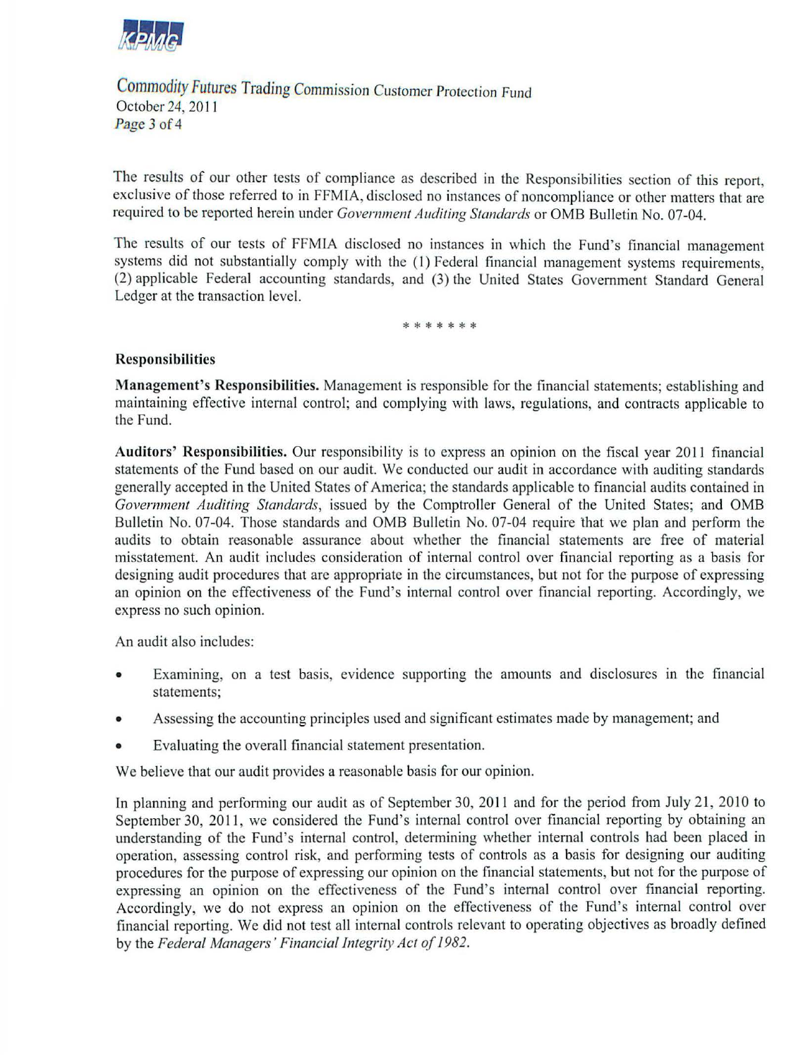The results of our other tests of compliance as described in the Responsibilities section of this report, exclusive of those referred to in FFMIA, disclosed no instances of noncompliance or other matters that are required to be reported herein under *Government Auditing Standards* or OMB Bulletin No. 07-04.

The results of our tests of FFMIA disclosed no instances in which the Fund's financial management systems did not substantially comply with the (1) Federal financial management systems requirements, (2) applicable Federal accounting standards, and (3) the United States Government Standard General Ledger at the transaction level.

\* \* \* \* \* \* \*

**Responsibilities**

**Management's Responsibilities.** Management is responsible for the financial statements; establishing and maintaining effective internal control; and complying with laws, regulations, and contracts applicable to the Fund.

**Auditors' Responsibilities.** Our responsibility is to express an opinion on the fiscal year 2011 financial statements of the Fund based on our audit. We conducted our audit in accordance with auditing standards generally accepted in the United States of America; the standards applicable to financial audits contained in *Government Auditing Standards*, issued by the Comptroller General of the United States; and OMB Bulletin No. 07-04. Those standards and OMB Bulletin No. 07-04 require that we plan and perform the audits to obtain reasonable assurance about whether the financial statements are free of material misstatement. An audit includes consideration of internal control over financial reporting as a basis for designing audit procedures that are appropriate in the circumstances, but not for the purpose of expressing an opinion on the effectiveness of the Fund's internal control over financial reporting. Accordingly, we express no such opinion.

An audit also includes:

- Examining, on a test basis, evidence supporting the amounts and disclosures in the financial statements;
- Assessing the accounting principles used and significant estimates made by management; and
- Evaluating the overall financial statement presentation.

We believe that our audit provides a reasonable basis for our opinion.

In planning and performing our audit as of September 30, 2011 and for the period from July 21, 2010 to September 30, 2011, we considered the Fund's internal control over financial reporting by obtaining an understanding of the Fund's internal control, determining whether internal controls had been placed in operation, assessing control risk, and performing tests of controls as a basis for designing our auditing procedures for the purpose of expressing our opinion on the financial statements, but not for the purpose of expressing an opinion on the effectiveness of the Fund's internal control over financial reporting. Accordingly, we do not express an opinion on the effectiveness of the Fund's internal control over financial reporting. We did not test all internal controls relevant to operating objectives as broadly defined by the *Federal Managers' Financial Integrity Act of 1982*.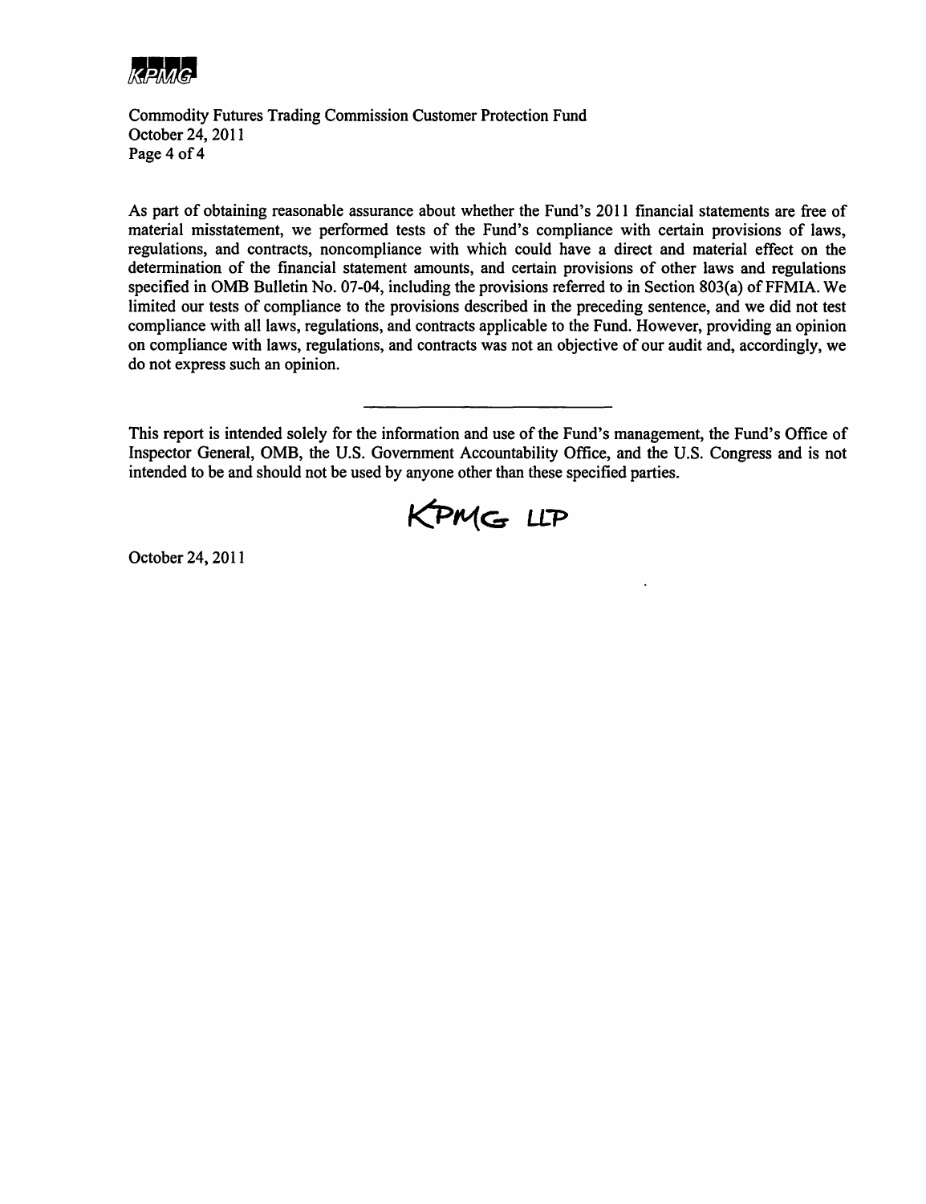As part of obtaining reasonable assurance about whether the Fund's 2011 financial statements are free of material misstatement, we performed tests of the Fund's compliance with certain provisions of laws, regulations, and contracts, noncompliance with which could have a direct and material effect on the determination of the financial statement amounts, and certain provisions of other laws and regulations specified in OMB Bulletin No. 07-04, including the provisions referred to in Section 803(a) of FFMIA. We limited our tests of compliance to the provisions described in the preceding sentence, and we did not test compliance with all laws, regulations, and contracts applicable to the Fund. However, providing an opinion on compliance with laws, regulations, and contracts was not an objective of our audit and, accordingly, we do not express such an opinion.

---

This report is intended solely for the information and use of the Fund's management, the Fund's Office of Inspector General, OMB, the U.S. Government Accountability Office, and the U.S. Congress and is not intended to be and should not be used by anyone other than these specified parties.

KPMG LLP

October 24, 2011